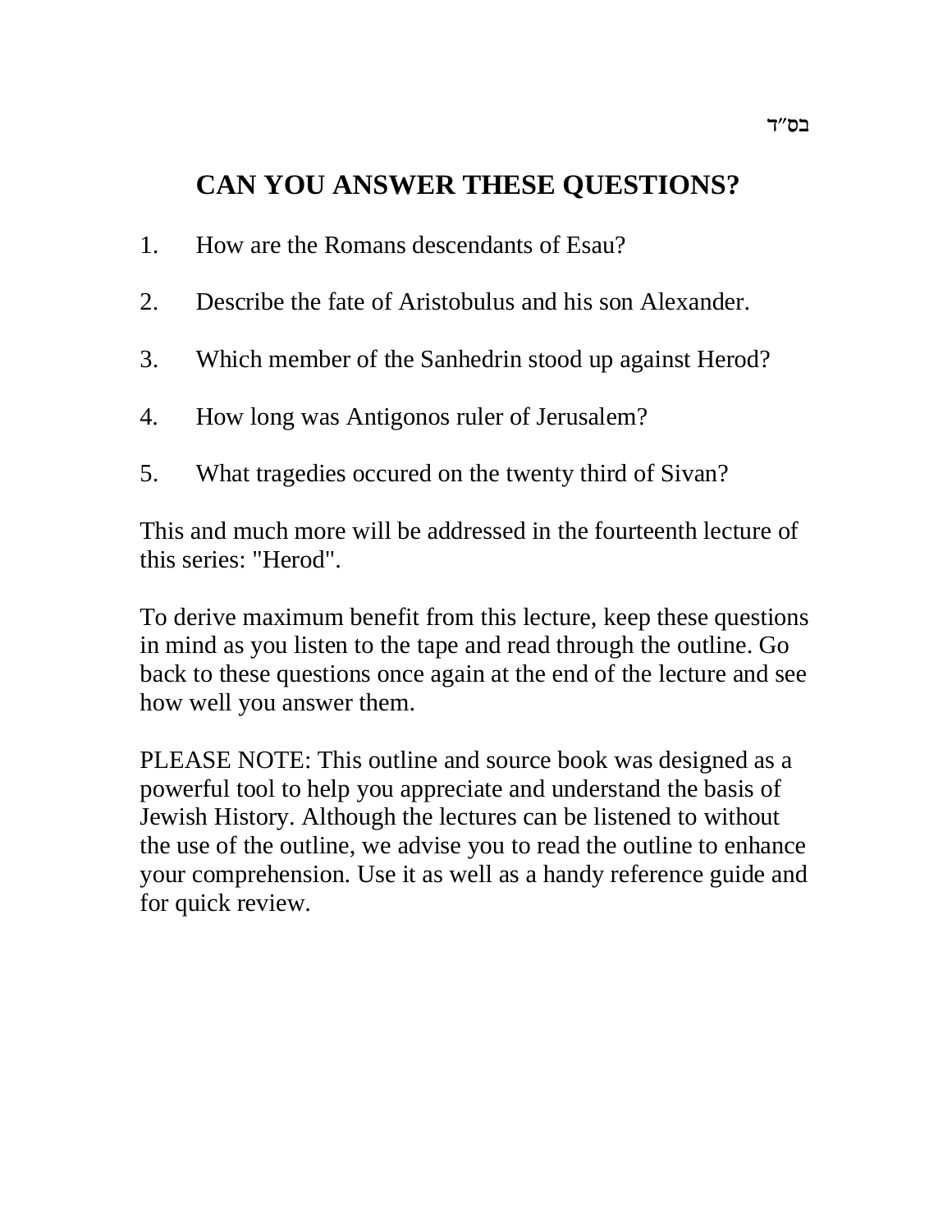בס"ד

# CAN YOU ANSWER THESE QUESTIONS?

1. How are the Romans descendants of Esau?
2. Describe the fate of Aristobulus and his son Alexander.
3. Which member of the Sanhedrin stood up against Herod?
4. How long was Antigonos ruler of Jerusalem?
5. What tragedies occured on the twenty third of Sivan?

This and much more will be addressed in the fourteenth lecture of this series: "Herod".

To derive maximum benefit from this lecture, keep these questions in mind as you listen to the tape and read through the outline. Go back to these questions once again at the end of the lecture and see how well you answer them.

PLEASE NOTE: This outline and source book was designed as a powerful tool to help you appreciate and understand the basis of Jewish History. Although the lectures can be listened to without the use of the outline, we advise you to read the outline to enhance your comprehension. Use it as well as a handy reference guide and for quick review.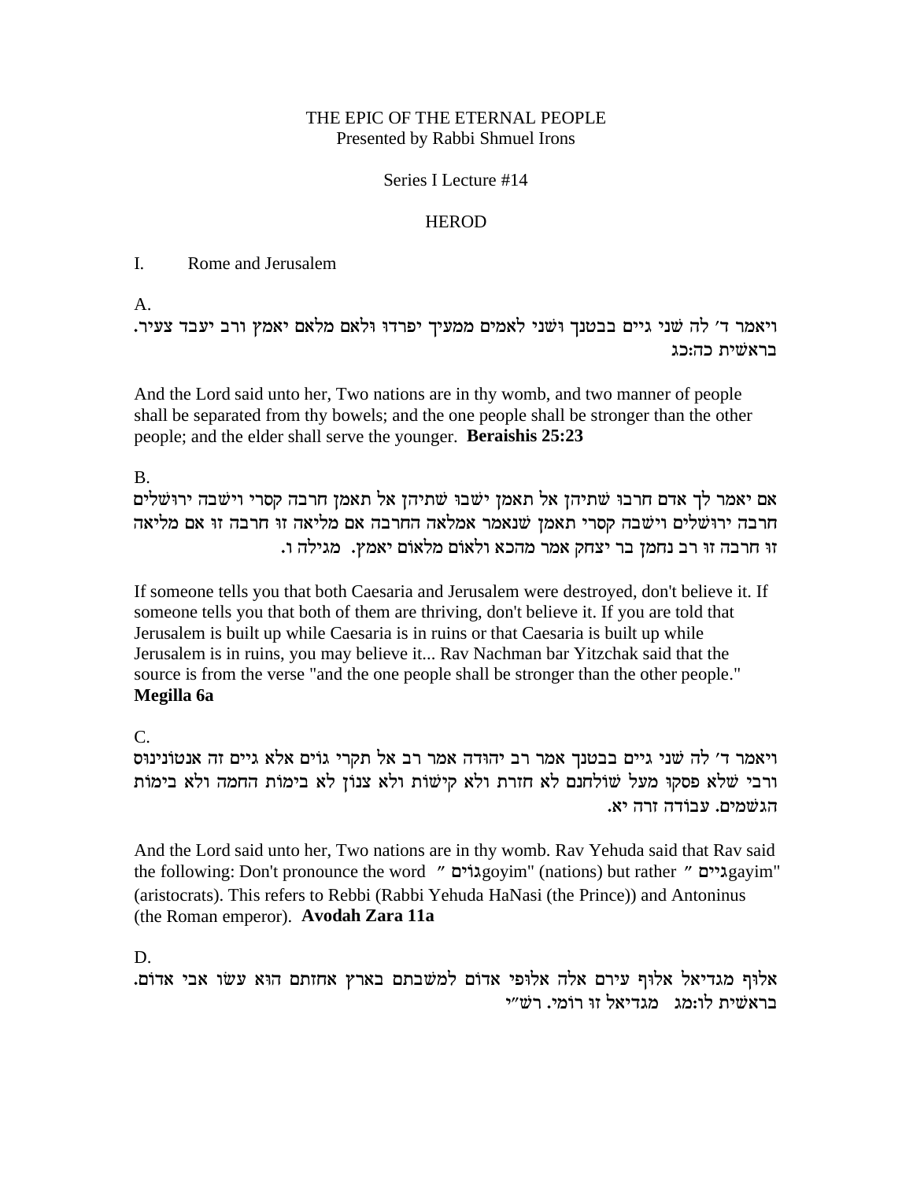THE EPIC OF THE ETERNAL PEOPLE
Presented by Rabbi Shmuel Irons

Series I Lecture #14

HEROD

I. Rome and Jerusalem

A.

ויאמר ד׳ לה שני גיים בבטנך ושני לאמים ממעיך יפרדו ולאם מלאם יאמץ ורב יעבד צעיר.
בראשית כה:כג

And the Lord said unto her, Two nations are in thy womb, and two manner of people shall be separated from thy bowels; and the one people shall be stronger than the other people; and the elder shall serve the younger. **Beraishis 25:23**

B.

אם יאמר לך אדם חרבו שתיהן אל תאמן ישבו שתיהן אל תאמן חרבה קסרי וישבה ירושלים חרבה ירושלים וישבה קסרי תאמן שנאמר אמלאה החרבה אם מליאה זו חרבה זו אם מליאה זו חרבה זו רב נחמן בר יצחק אמר מהכא ולאום מלאום יאמץ. מגילה ו.

If someone tells you that both Caesaria and Jerusalem were destroyed, don't believe it. If someone tells you that both of them are thriving, don't believe it. If you are told that Jerusalem is built up while Caesaria is in ruins or that Caesaria is built up while Jerusalem is in ruins, you may believe it... Rav Nachman bar Yitzchak said that the source is from the verse "and the one people shall be stronger than the other people." **Megilla 6a**

C.

ויאמר ד׳ לה שני גיים בבטנך אמר רב יהודה אמר רב אל תקרי גוים אלא גיים זה אנטונינוס ורבי שלא פסקו מעל שולחנם לא חזרת ולא קישות ולא צנון לא בימות החמה ולא בימות הגשמים. עבודה זרה יא.

And the Lord said unto her, Two nations are in thy womb. Rav Yehuda said that Rav said the following: Don't pronounce the word "גוים goyim" (nations) but rather "גיים gayim" (aristocrats). This refers to Rebbi (Rabbi Yehuda HaNasi (the Prince)) and Antoninus (the Roman emperor). **Avodah Zara 11a**

D.

אלוף מגדיאל אלוף עירם אלה אלופי אדום למשבתם בארץ אחזתם הוא עשו אבי אדום.
בראשית לו:מג מגדיאל זו רומי. רש״י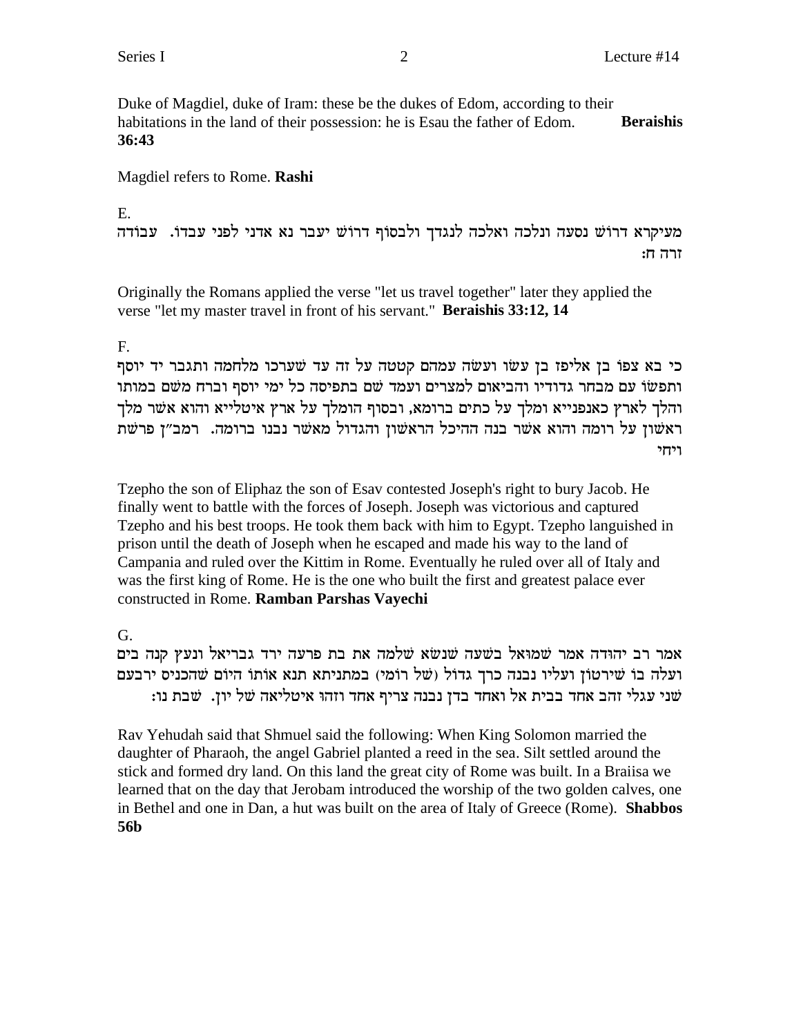Duke of Magdiel, duke of Iram: these be the dukes of Edom, according to their habitations in the land of their possession: he is Esau the father of Edom. **Beraishis 36:43**

Magdiel refers to Rome. **Rashi**

E.

מעיקרא דרוש נסעה ונלכה ואלכה לנגדך ולבסוף דרוש יעבר נא אדני לפני עבדו. עבודה זרה ח:

Originally the Romans applied the verse "let us travel together" later they applied the verse "let my master travel in front of his servant." **Beraishis 33:12, 14**

F.

כי בא צפו בן אליפז בן עשו ועשה עמהם קטטה על זה עד שערכו מלחמה ותגבר יד יוסף ותפשו עם מבחר גדודיו והביאום למצרים ועמד שם בתפיסה כל ימי יוסף וברח משם במותו והלך לארץ כאנפנייא ומלך על כתים ברומא, ובסוף הומלך על ארץ איטלייא והוא אשר מלך ראשון על רומה והוא אשר בנה ההיכל הראשון והגדול מאשר נבנו ברומה. רמב"ן פרשת ויחי

Tzepho the son of Eliphaz the son of Esav contested Joseph's right to bury Jacob. He finally went to battle with the forces of Joseph. Joseph was victorious and captured Tzepho and his best troops. He took them back with him to Egypt. Tzepho languished in prison until the death of Joseph when he escaped and made his way to the land of Campania and ruled over the Kittim in Rome. Eventually he ruled over all of Italy and was the first king of Rome. He is the one who built the first and greatest palace ever constructed in Rome. **Ramban Parshas Vayechi**

G.

אמר רב יהודה אמר שמואל בשעה שנשא שלמה את בת פרעה ירד גבריאל ונעץ קנה בים ועלה בו שירטון ועליו נבנה כרך גדול (של רומי) במתניתא תנא אותו היום שהכניס ירבעם שני עגלי זהב אחד בבית אל ואחד בדן נבנה צריף אחד וזהו איטליאה של יון. שבת נו:

Rav Yehudah said that Shmuel said the following: When King Solomon married the daughter of Pharaoh, the angel Gabriel planted a reed in the sea. Silt settled around the stick and formed dry land. On this land the great city of Rome was built. In a Braiisa we learned that on the day that Jerobam introduced the worship of the two golden calves, one in Bethel and one in Dan, a hut was built on the area of Italy of Greece (Rome). **Shabbos 56b**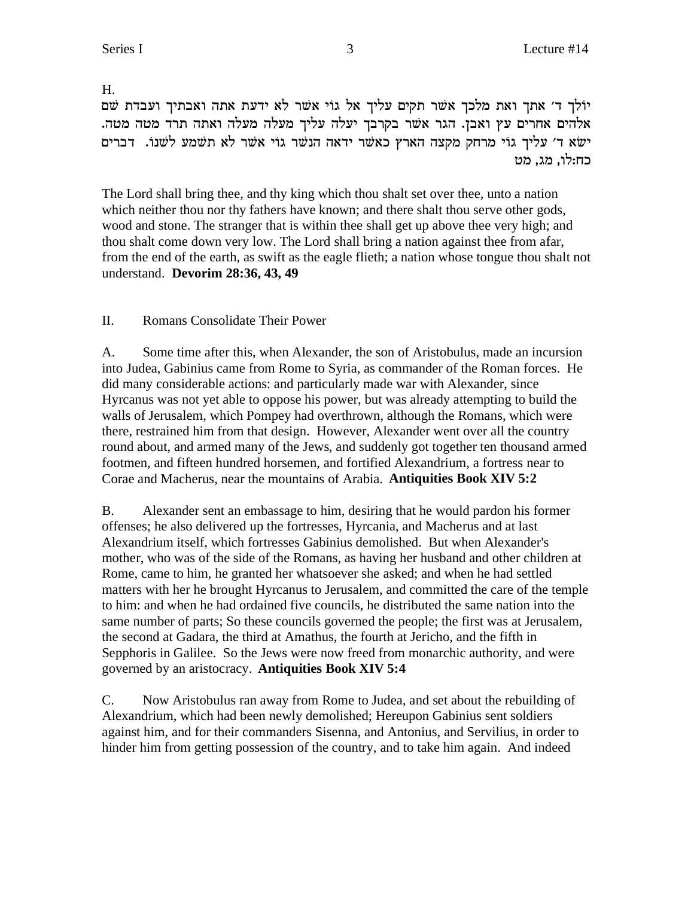H.

יולך ד׳ אתך ואת מלכך אשר תקים עליך אל גוי אשר לא ידעת אתה ואבתיך ועבדת שם אלהים אחרים עץ ואבן. הגר אשר בקרבך יעלה עליך מעלה מעלה ואתה תרד מטה מטה. ישא ד׳ עליך גוי מרחק מקצה הארץ כאשר ידאה הנשר גוי אשר לא תשמע לשנו. דברים כח:לו, מג, מט

The Lord shall bring thee, and thy king which thou shalt set over thee, unto a nation which neither thou nor thy fathers have known; and there shalt thou serve other gods, wood and stone. The stranger that is within thee shall get up above thee very high; and thou shalt come down very low. The Lord shall bring a nation against thee from afar, from the end of the earth, as swift as the eagle flieth; a nation whose tongue thou shalt not understand. **Devorim 28:36, 43, 49**

## II. Romans Consolidate Their Power

A. Some time after this, when Alexander, the son of Aristobulus, made an incursion into Judea, Gabinius came from Rome to Syria, as commander of the Roman forces. He did many considerable actions: and particularly made war with Alexander, since Hyrcanus was not yet able to oppose his power, but was already attempting to build the walls of Jerusalem, which Pompey had overthrown, although the Romans, which were there, restrained him from that design. However, Alexander went over all the country round about, and armed many of the Jews, and suddenly got together ten thousand armed footmen, and fifteen hundred horsemen, and fortified Alexandrium, a fortress near to Corae and Macherus, near the mountains of Arabia. **Antiquities Book XIV 5:2**

B. Alexander sent an embassage to him, desiring that he would pardon his former offenses; he also delivered up the fortresses, Hyrcania, and Macherus and at last Alexandrium itself, which fortresses Gabinius demolished. But when Alexander's mother, who was of the side of the Romans, as having her husband and other children at Rome, came to him, he granted her whatsoever she asked; and when he had settled matters with her he brought Hyrcanus to Jerusalem, and committed the care of the temple to him: and when he had ordained five councils, he distributed the same nation into the same number of parts; So these councils governed the people; the first was at Jerusalem, the second at Gadara, the third at Amathus, the fourth at Jericho, and the fifth in Sepphoris in Galilee. So the Jews were now freed from monarchic authority, and were governed by an aristocracy. **Antiquities Book XIV 5:4**

C. Now Aristobulus ran away from Rome to Judea, and set about the rebuilding of Alexandrium, which had been newly demolished; Hereupon Gabinius sent soldiers against him, and for their commanders Sisenna, and Antonius, and Servilius, in order to hinder him from getting possession of the country, and to take him again. And indeed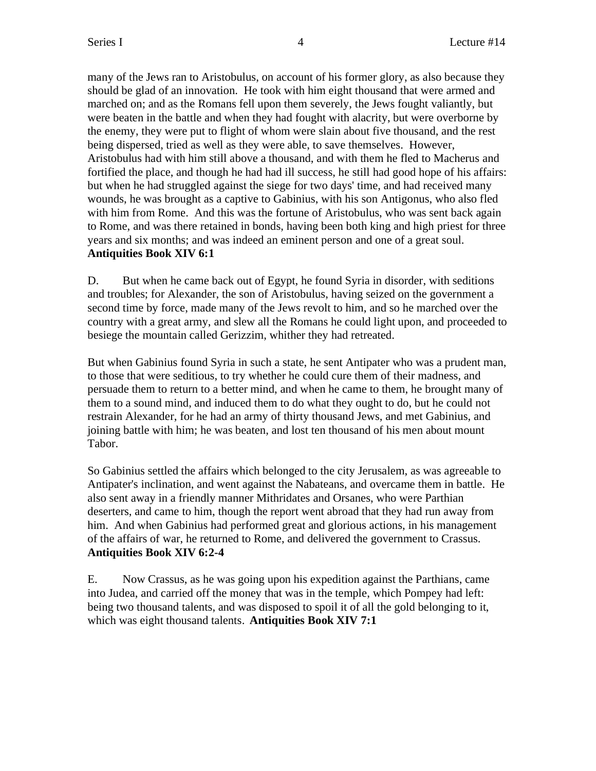many of the Jews ran to Aristobulus, on account of his former glory, as also because they should be glad of an innovation. He took with him eight thousand that were armed and marched on; and as the Romans fell upon them severely, the Jews fought valiantly, but were beaten in the battle and when they had fought with alacrity, but were overborne by the enemy, they were put to flight of whom were slain about five thousand, and the rest being dispersed, tried as well as they were able, to save themselves. However, Aristobulus had with him still above a thousand, and with them he fled to Macherus and fortified the place, and though he had had ill success, he still had good hope of his affairs: but when he had struggled against the siege for two days' time, and had received many wounds, he was brought as a captive to Gabinius, with his son Antigonus, who also fled with him from Rome. And this was the fortune of Aristobulus, who was sent back again to Rome, and was there retained in bonds, having been both king and high priest for three years and six months; and was indeed an eminent person and one of a great soul.
**Antiquities Book XIV 6:1**

D. But when he came back out of Egypt, he found Syria in disorder, with seditions and troubles; for Alexander, the son of Aristobulus, having seized on the government a second time by force, made many of the Jews revolt to him, and so he marched over the country with a great army, and slew all the Romans he could light upon, and proceeded to besiege the mountain called Gerizzim, whither they had retreated.

But when Gabinius found Syria in such a state, he sent Antipater who was a prudent man, to those that were seditious, to try whether he could cure them of their madness, and persuade them to return to a better mind, and when he came to them, he brought many of them to a sound mind, and induced them to do what they ought to do, but he could not restrain Alexander, for he had an army of thirty thousand Jews, and met Gabinius, and joining battle with him; he was beaten, and lost ten thousand of his men about mount Tabor.

So Gabinius settled the affairs which belonged to the city Jerusalem, as was agreeable to Antipater's inclination, and went against the Nabateans, and overcame them in battle. He also sent away in a friendly manner Mithridates and Orsanes, who were Parthian deserters, and came to him, though the report went abroad that they had run away from him. And when Gabinius had performed great and glorious actions, in his management of the affairs of war, he returned to Rome, and delivered the government to Crassus.
**Antiquities Book XIV 6:2-4**

E. Now Crassus, as he was going upon his expedition against the Parthians, came into Judea, and carried off the money that was in the temple, which Pompey had left: being two thousand talents, and was disposed to spoil it of all the gold belonging to it, which was eight thousand talents. **Antiquities Book XIV 7:1**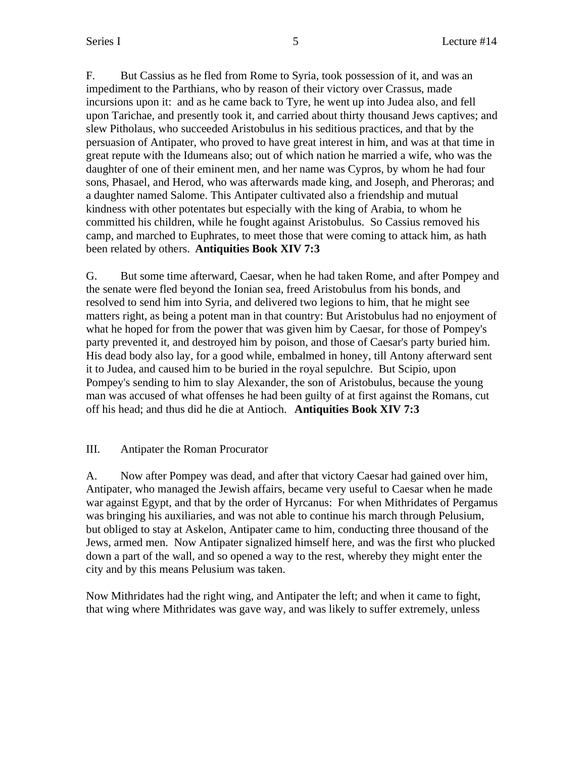F. But Cassius as he fled from Rome to Syria, took possession of it, and was an impediment to the Parthians, who by reason of their victory over Crassus, made incursions upon it: and as he came back to Tyre, he went up into Judea also, and fell upon Tarichae, and presently took it, and carried about thirty thousand Jews captives; and slew Pitholaus, who succeeded Aristobulus in his seditious practices, and that by the persuasion of Antipater, who proved to have great interest in him, and was at that time in great repute with the Idumeans also; out of which nation he married a wife, who was the daughter of one of their eminent men, and her name was Cypros, by whom he had four sons, Phasael, and Herod, who was afterwards made king, and Joseph, and Pheroras; and a daughter named Salome. This Antipater cultivated also a friendship and mutual kindness with other potentates but especially with the king of Arabia, to whom he committed his children, while he fought against Aristobulus. So Cassius removed his camp, and marched to Euphrates, to meet those that were coming to attack him, as hath been related by others. **Antiquities Book XIV 7:3**

G. But some time afterward, Caesar, when he had taken Rome, and after Pompey and the senate were fled beyond the Ionian sea, freed Aristobulus from his bonds, and resolved to send him into Syria, and delivered two legions to him, that he might see matters right, as being a potent man in that country: But Aristobulus had no enjoyment of what he hoped for from the power that was given him by Caesar, for those of Pompey's party prevented it, and destroyed him by poison, and those of Caesar's party buried him. His dead body also lay, for a good while, embalmed in honey, till Antony afterward sent it to Judea, and caused him to be buried in the royal sepulchre. But Scipio, upon Pompey's sending to him to slay Alexander, the son of Aristobulus, because the young man was accused of what offenses he had been guilty of at first against the Romans, cut off his head; and thus did he die at Antioch. **Antiquities Book XIV 7:3**

III. Antipater the Roman Procurator

A. Now after Pompey was dead, and after that victory Caesar had gained over him, Antipater, who managed the Jewish affairs, became very useful to Caesar when he made war against Egypt, and that by the order of Hyrcanus: For when Mithridates of Pergamus was bringing his auxiliaries, and was not able to continue his march through Pelusium, but obliged to stay at Askelon, Antipater came to him, conducting three thousand of the Jews, armed men. Now Antipater signalized himself here, and was the first who plucked down a part of the wall, and so opened a way to the rest, whereby they might enter the city and by this means Pelusium was taken.

Now Mithridates had the right wing, and Antipater the left; and when it came to fight, that wing where Mithridates was gave way, and was likely to suffer extremely, unless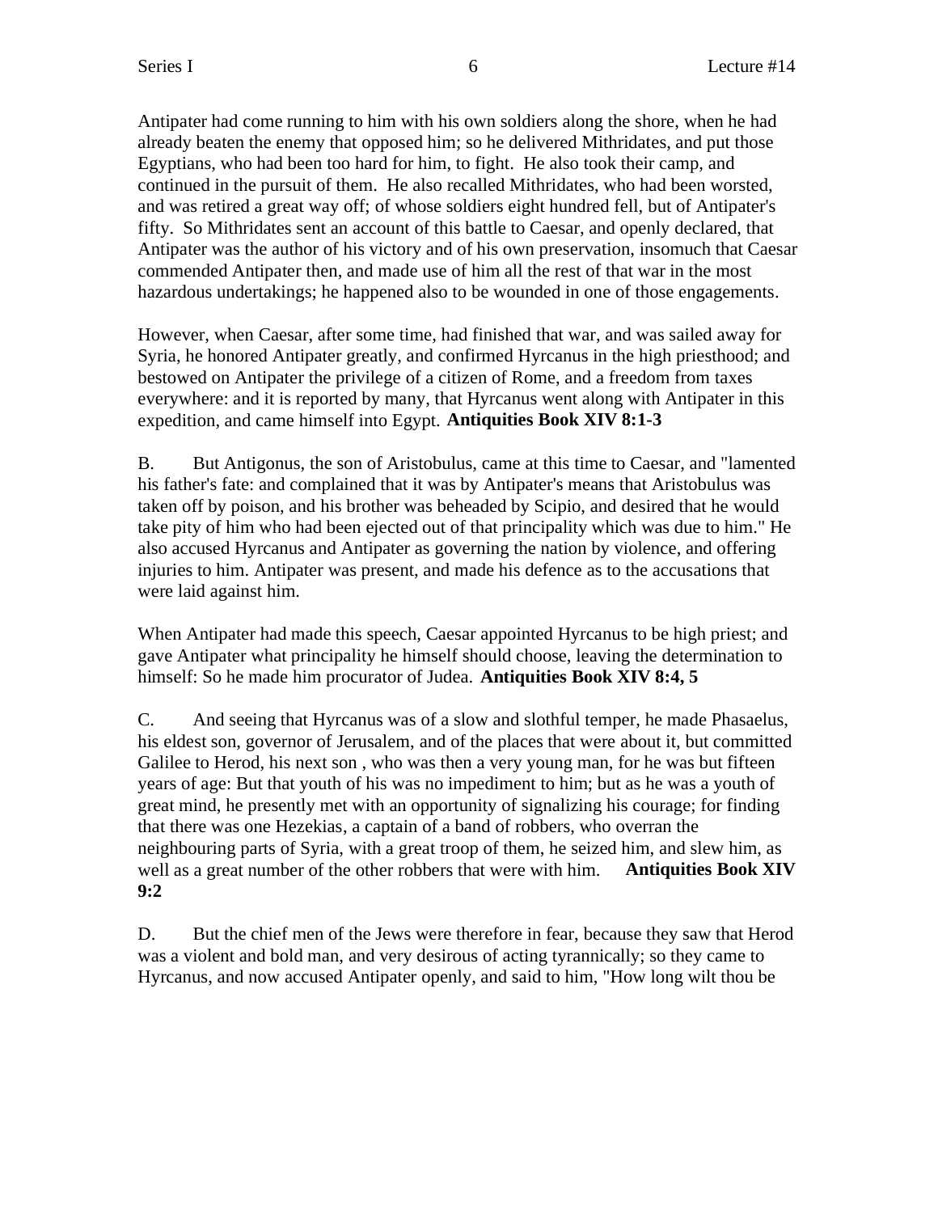Antipater had come running to him with his own soldiers along the shore, when he had already beaten the enemy that opposed him; so he delivered Mithridates, and put those Egyptians, who had been too hard for him, to fight. He also took their camp, and continued in the pursuit of them. He also recalled Mithridates, who had been worsted, and was retired a great way off; of whose soldiers eight hundred fell, but of Antipater's fifty. So Mithridates sent an account of this battle to Caesar, and openly declared, that Antipater was the author of his victory and of his own preservation, insomuch that Caesar commended Antipater then, and made use of him all the rest of that war in the most hazardous undertakings; he happened also to be wounded in one of those engagements.

However, when Caesar, after some time, had finished that war, and was sailed away for Syria, he honored Antipater greatly, and confirmed Hyrcanus in the high priesthood; and bestowed on Antipater the privilege of a citizen of Rome, and a freedom from taxes everywhere: and it is reported by many, that Hyrcanus went along with Antipater in this expedition, and came himself into Egypt. **Antiquities Book XIV 8:1-3**

B. But Antigonus, the son of Aristobulus, came at this time to Caesar, and "lamented his father's fate: and complained that it was by Antipater's means that Aristobulus was taken off by poison, and his brother was beheaded by Scipio, and desired that he would take pity of him who had been ejected out of that principality which was due to him." He also accused Hyrcanus and Antipater as governing the nation by violence, and offering injuries to him. Antipater was present, and made his defence as to the accusations that were laid against him.

When Antipater had made this speech, Caesar appointed Hyrcanus to be high priest; and gave Antipater what principality he himself should choose, leaving the determination to himself: So he made him procurator of Judea. **Antiquities Book XIV 8:4, 5**

C. And seeing that Hyrcanus was of a slow and slothful temper, he made Phasaelus, his eldest son, governor of Jerusalem, and of the places that were about it, but committed Galilee to Herod, his next son , who was then a very young man, for he was but fifteen years of age: But that youth of his was no impediment to him; but as he was a youth of great mind, he presently met with an opportunity of signalizing his courage; for finding that there was one Hezekias, a captain of a band of robbers, who overran the neighbouring parts of Syria, with a great troop of them, he seized him, and slew him, as well as a great number of the other robbers that were with him. **Antiquities Book XIV 9:2**

D. But the chief men of the Jews were therefore in fear, because they saw that Herod was a violent and bold man, and very desirous of acting tyrannically; so they came to Hyrcanus, and now accused Antipater openly, and said to him, "How long wilt thou be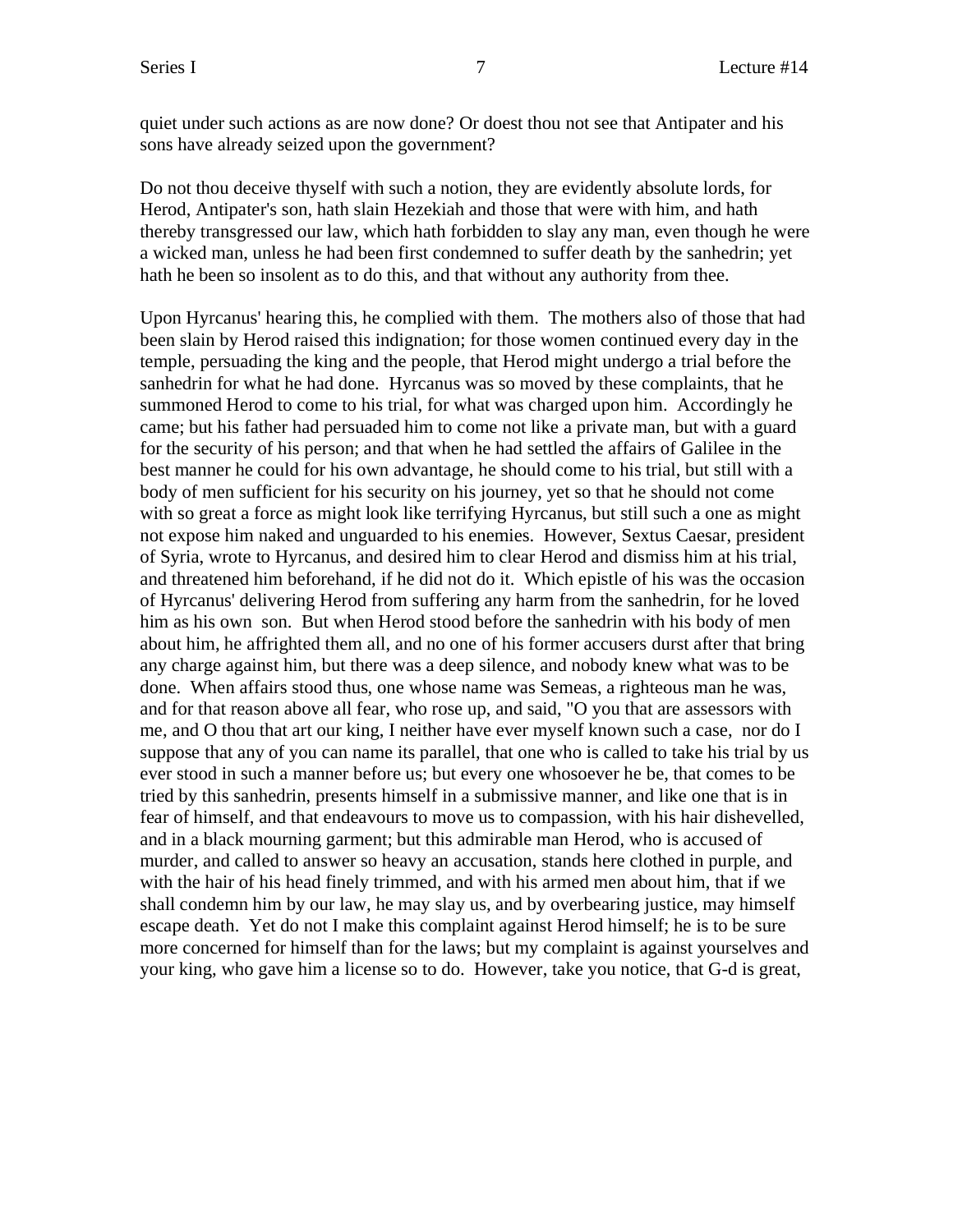quiet under such actions as are now done? Or doest thou not see that Antipater and his sons have already seized upon the government?

Do not thou deceive thyself with such a notion, they are evidently absolute lords, for Herod, Antipater's son, hath slain Hezekiah and those that were with him, and hath thereby transgressed our law, which hath forbidden to slay any man, even though he were a wicked man, unless he had been first condemned to suffer death by the sanhedrin; yet hath he been so insolent as to do this, and that without any authority from thee.

Upon Hyrcanus' hearing this, he complied with them. The mothers also of those that had been slain by Herod raised this indignation; for those women continued every day in the temple, persuading the king and the people, that Herod might undergo a trial before the sanhedrin for what he had done. Hyrcanus was so moved by these complaints, that he summoned Herod to come to his trial, for what was charged upon him. Accordingly he came; but his father had persuaded him to come not like a private man, but with a guard for the security of his person; and that when he had settled the affairs of Galilee in the best manner he could for his own advantage, he should come to his trial, but still with a body of men sufficient for his security on his journey, yet so that he should not come with so great a force as might look like terrifying Hyrcanus, but still such a one as might not expose him naked and unguarded to his enemies. However, Sextus Caesar, president of Syria, wrote to Hyrcanus, and desired him to clear Herod and dismiss him at his trial, and threatened him beforehand, if he did not do it. Which epistle of his was the occasion of Hyrcanus' delivering Herod from suffering any harm from the sanhedrin, for he loved him as his own son. But when Herod stood before the sanhedrin with his body of men about him, he affrighted them all, and no one of his former accusers durst after that bring any charge against him, but there was a deep silence, and nobody knew what was to be done. When affairs stood thus, one whose name was Semeas, a righteous man he was, and for that reason above all fear, who rose up, and said, "O you that are assessors with me, and O thou that art our king, I neither have ever myself known such a case, nor do I suppose that any of you can name its parallel, that one who is called to take his trial by us ever stood in such a manner before us; but every one whosoever he be, that comes to be tried by this sanhedrin, presents himself in a submissive manner, and like one that is in fear of himself, and that endeavours to move us to compassion, with his hair dishevelled, and in a black mourning garment; but this admirable man Herod, who is accused of murder, and called to answer so heavy an accusation, stands here clothed in purple, and with the hair of his head finely trimmed, and with his armed men about him, that if we shall condemn him by our law, he may slay us, and by overbearing justice, may himself escape death. Yet do not I make this complaint against Herod himself; he is to be sure more concerned for himself than for the laws; but my complaint is against yourselves and your king, who gave him a license so to do. However, take you notice, that G-d is great,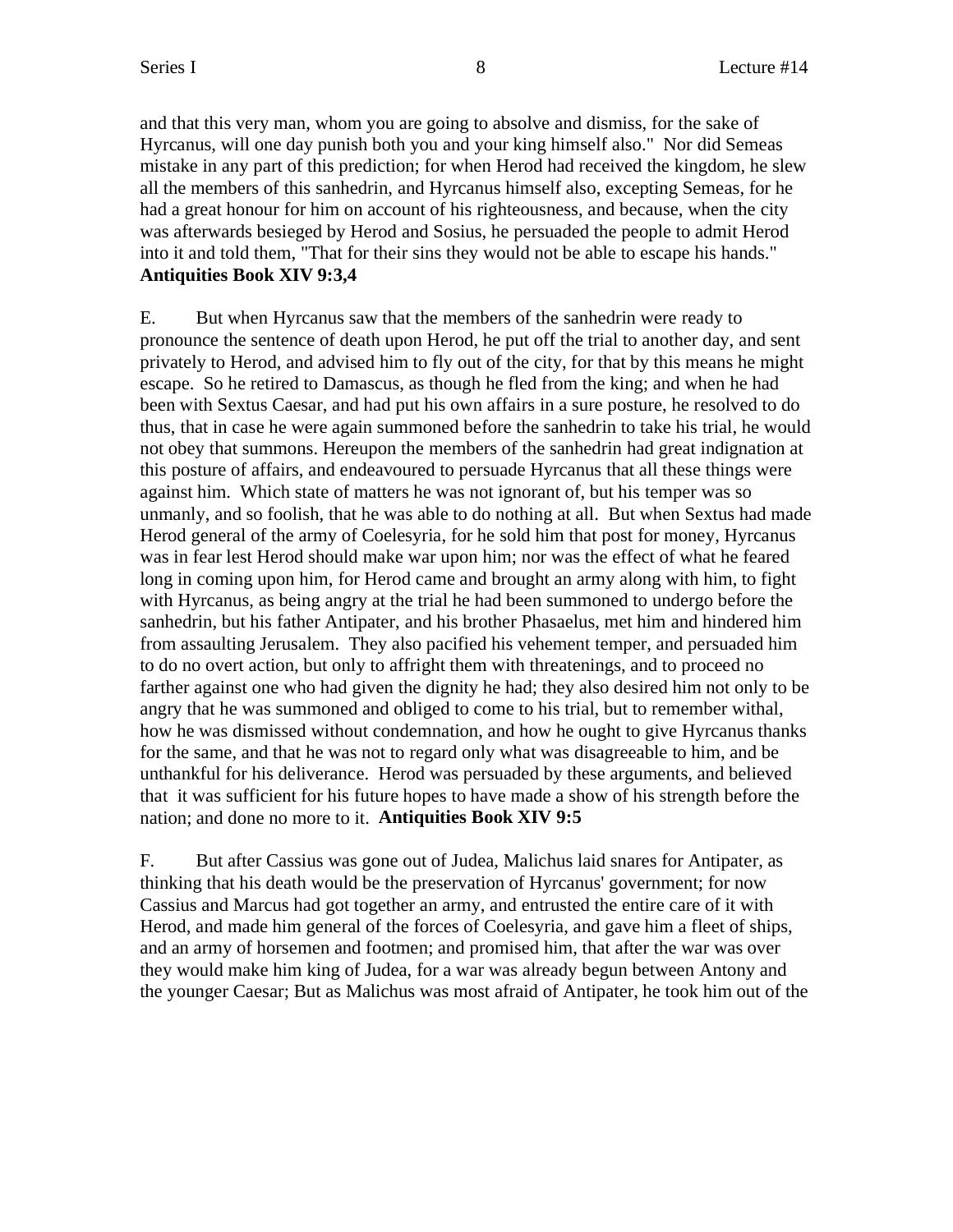and that this very man, whom you are going to absolve and dismiss, for the sake of Hyrcanus, will one day punish both you and your king himself also." Nor did Semeas mistake in any part of this prediction; for when Herod had received the kingdom, he slew all the members of this sanhedrin, and Hyrcanus himself also, excepting Semeas, for he had a great honour for him on account of his righteousness, and because, when the city was afterwards besieged by Herod and Sosius, he persuaded the people to admit Herod into it and told them, "That for their sins they would not be able to escape his hands." **Antiquities Book XIV 9:3,4**

E. But when Hyrcanus saw that the members of the sanhedrin were ready to pronounce the sentence of death upon Herod, he put off the trial to another day, and sent privately to Herod, and advised him to fly out of the city, for that by this means he might escape. So he retired to Damascus, as though he fled from the king; and when he had been with Sextus Caesar, and had put his own affairs in a sure posture, he resolved to do thus, that in case he were again summoned before the sanhedrin to take his trial, he would not obey that summons. Hereupon the members of the sanhedrin had great indignation at this posture of affairs, and endeavoured to persuade Hyrcanus that all these things were against him. Which state of matters he was not ignorant of, but his temper was so unmanly, and so foolish, that he was able to do nothing at all. But when Sextus had made Herod general of the army of Coelesyria, for he sold him that post for money, Hyrcanus was in fear lest Herod should make war upon him; nor was the effect of what he feared long in coming upon him, for Herod came and brought an army along with him, to fight with Hyrcanus, as being angry at the trial he had been summoned to undergo before the sanhedrin, but his father Antipater, and his brother Phasaelus, met him and hindered him from assaulting Jerusalem. They also pacified his vehement temper, and persuaded him to do no overt action, but only to affright them with threatenings, and to proceed no farther against one who had given the dignity he had; they also desired him not only to be angry that he was summoned and obliged to come to his trial, but to remember withal, how he was dismissed without condemnation, and how he ought to give Hyrcanus thanks for the same, and that he was not to regard only what was disagreeable to him, and be unthankful for his deliverance. Herod was persuaded by these arguments, and believed that it was sufficient for his future hopes to have made a show of his strength before the nation; and done no more to it. **Antiquities Book XIV 9:5**

F. But after Cassius was gone out of Judea, Malichus laid snares for Antipater, as thinking that his death would be the preservation of Hyrcanus' government; for now Cassius and Marcus had got together an army, and entrusted the entire care of it with Herod, and made him general of the forces of Coelesyria, and gave him a fleet of ships, and an army of horsemen and footmen; and promised him, that after the war was over they would make him king of Judea, for a war was already begun between Antony and the younger Caesar; But as Malichus was most afraid of Antipater, he took him out of the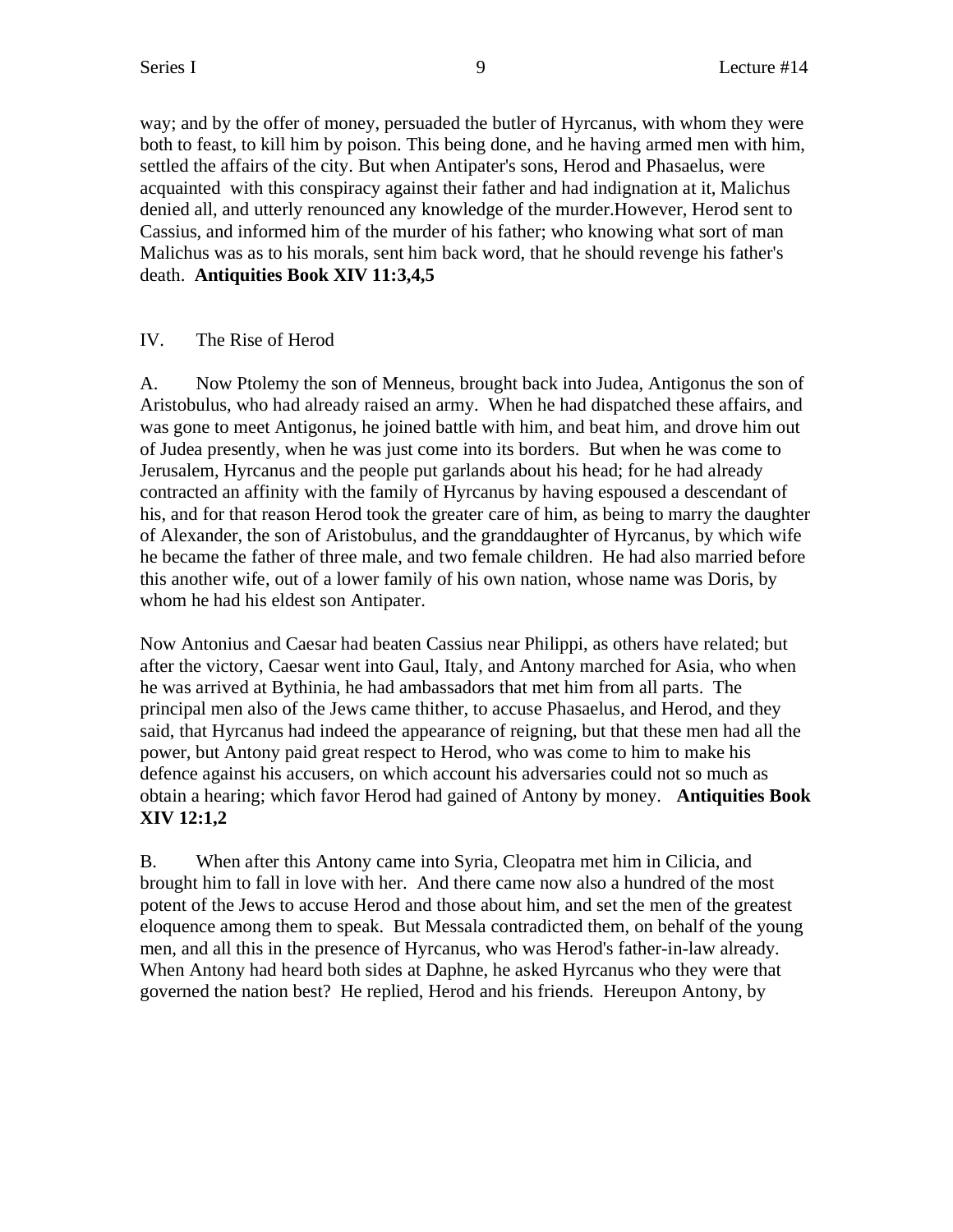way; and by the offer of money, persuaded the butler of Hyrcanus, with whom they were both to feast, to kill him by poison. This being done, and he having armed men with him, settled the affairs of the city. But when Antipater's sons, Herod and Phasaelus, were acquainted with this conspiracy against their father and had indignation at it, Malichus denied all, and utterly renounced any knowledge of the murder.However, Herod sent to Cassius, and informed him of the murder of his father; who knowing what sort of man Malichus was as to his morals, sent him back word, that he should revenge his father's death. **Antiquities Book XIV 11:3,4,5**

IV. The Rise of Herod

A. Now Ptolemy the son of Menneus, brought back into Judea, Antigonus the son of Aristobulus, who had already raised an army. When he had dispatched these affairs, and was gone to meet Antigonus, he joined battle with him, and beat him, and drove him out of Judea presently, when he was just come into its borders. But when he was come to Jerusalem, Hyrcanus and the people put garlands about his head; for he had already contracted an affinity with the family of Hyrcanus by having espoused a descendant of his, and for that reason Herod took the greater care of him, as being to marry the daughter of Alexander, the son of Aristobulus, and the granddaughter of Hyrcanus, by which wife he became the father of three male, and two female children. He had also married before this another wife, out of a lower family of his own nation, whose name was Doris, by whom he had his eldest son Antipater.

Now Antonius and Caesar had beaten Cassius near Philippi, as others have related; but after the victory, Caesar went into Gaul, Italy, and Antony marched for Asia, who when he was arrived at Bythinia, he had ambassadors that met him from all parts. The principal men also of the Jews came thither, to accuse Phasaelus, and Herod, and they said, that Hyrcanus had indeed the appearance of reigning, but that these men had all the power, but Antony paid great respect to Herod, who was come to him to make his defence against his accusers, on which account his adversaries could not so much as obtain a hearing; which favor Herod had gained of Antony by money. **Antiquities Book XIV 12:1,2**

B. When after this Antony came into Syria, Cleopatra met him in Cilicia, and brought him to fall in love with her. And there came now also a hundred of the most potent of the Jews to accuse Herod and those about him, and set the men of the greatest eloquence among them to speak. But Messala contradicted them, on behalf of the young men, and all this in the presence of Hyrcanus, who was Herod's father-in-law already. When Antony had heard both sides at Daphne, he asked Hyrcanus who they were that governed the nation best? He replied, Herod and his friends. Hereupon Antony, by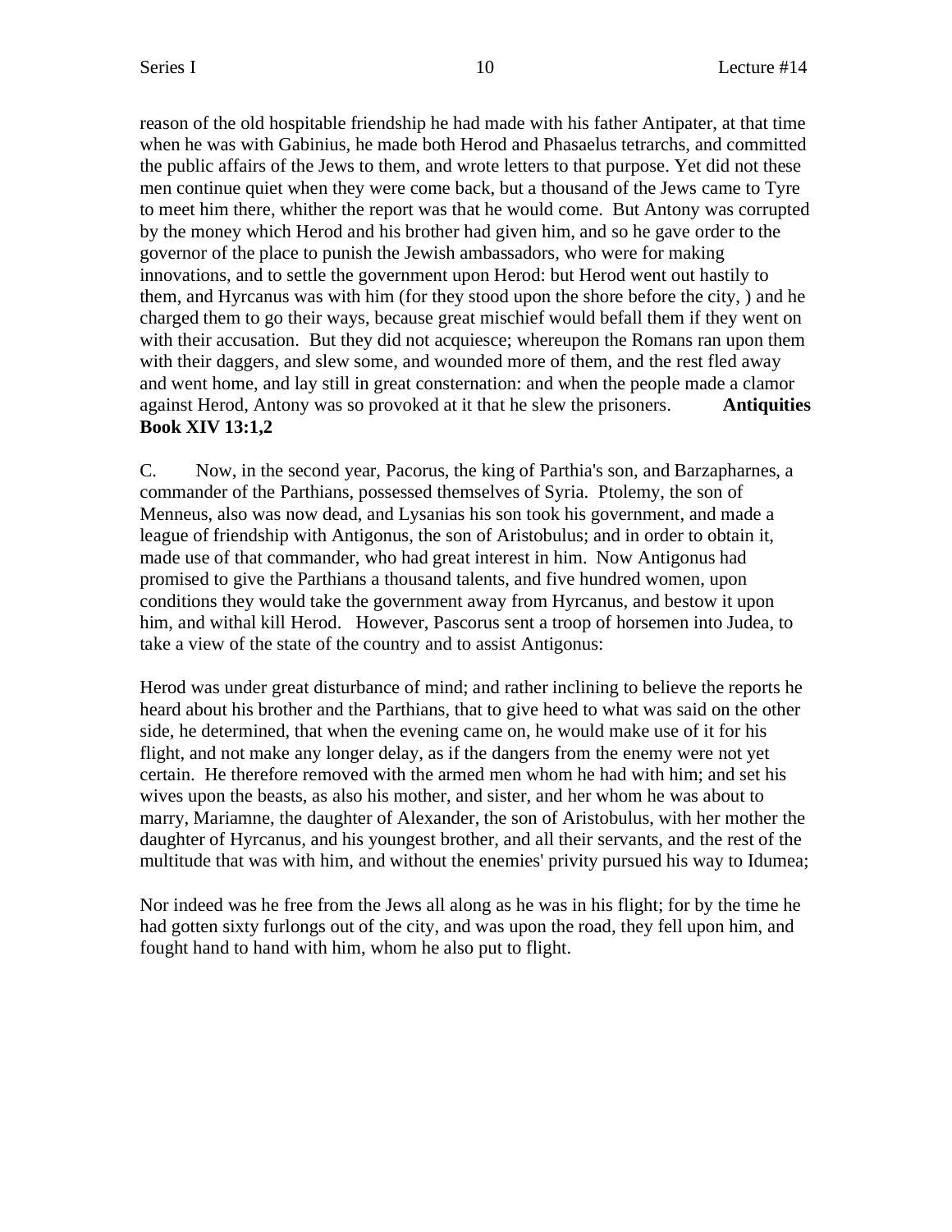reason of the old hospitable friendship he had made with his father Antipater, at that time when he was with Gabinius, he made both Herod and Phasaelus tetrarchs, and committed the public affairs of the Jews to them, and wrote letters to that purpose. Yet did not these men continue quiet when they were come back, but a thousand of the Jews came to Tyre to meet him there, whither the report was that he would come. But Antony was corrupted by the money which Herod and his brother had given him, and so he gave order to the governor of the place to punish the Jewish ambassadors, who were for making innovations, and to settle the government upon Herod: but Herod went out hastily to them, and Hyrcanus was with him (for they stood upon the shore before the city, ) and he charged them to go their ways, because great mischief would befall them if they went on with their accusation. But they did not acquiesce; whereupon the Romans ran upon them with their daggers, and slew some, and wounded more of them, and the rest fled away and went home, and lay still in great consternation: and when the people made a clamor against Herod, Antony was so provoked at it that he slew the prisoners. **Antiquities Book XIV 13:1,2**

C. Now, in the second year, Pacorus, the king of Parthia's son, and Barzapharnes, a commander of the Parthians, possessed themselves of Syria. Ptolemy, the son of Menneus, also was now dead, and Lysanias his son took his government, and made a league of friendship with Antigonus, the son of Aristobulus; and in order to obtain it, made use of that commander, who had great interest in him. Now Antigonus had promised to give the Parthians a thousand talents, and five hundred women, upon conditions they would take the government away from Hyrcanus, and bestow it upon him, and withal kill Herod. However, Pascorus sent a troop of horsemen into Judea, to take a view of the state of the country and to assist Antigonus:

Herod was under great disturbance of mind; and rather inclining to believe the reports he heard about his brother and the Parthians, that to give heed to what was said on the other side, he determined, that when the evening came on, he would make use of it for his flight, and not make any longer delay, as if the dangers from the enemy were not yet certain. He therefore removed with the armed men whom he had with him; and set his wives upon the beasts, as also his mother, and sister, and her whom he was about to marry, Mariamne, the daughter of Alexander, the son of Aristobulus, with her mother the daughter of Hyrcanus, and his youngest brother, and all their servants, and the rest of the multitude that was with him, and without the enemies' privity pursued his way to Idumea;

Nor indeed was he free from the Jews all along as he was in his flight; for by the time he had gotten sixty furlongs out of the city, and was upon the road, they fell upon him, and fought hand to hand with him, whom he also put to flight.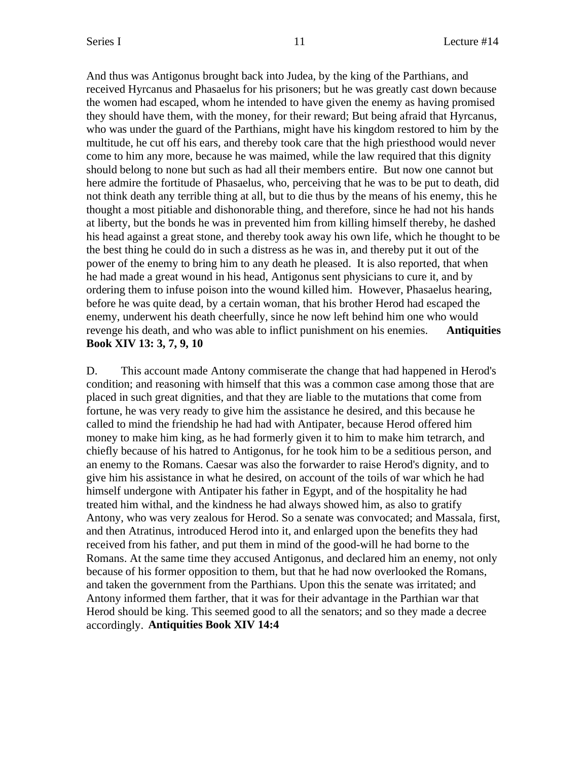And thus was Antigonus brought back into Judea, by the king of the Parthians, and received Hyrcanus and Phasaelus for his prisoners; but he was greatly cast down because the women had escaped, whom he intended to have given the enemy as having promised they should have them, with the money, for their reward; But being afraid that Hyrcanus, who was under the guard of the Parthians, might have his kingdom restored to him by the multitude, he cut off his ears, and thereby took care that the high priesthood would never come to him any more, because he was maimed, while the law required that this dignity should belong to none but such as had all their members entire. But now one cannot but here admire the fortitude of Phasaelus, who, perceiving that he was to be put to death, did not think death any terrible thing at all, but to die thus by the means of his enemy, this he thought a most pitiable and dishonorable thing, and therefore, since he had not his hands at liberty, but the bonds he was in prevented him from killing himself thereby, he dashed his head against a great stone, and thereby took away his own life, which he thought to be the best thing he could do in such a distress as he was in, and thereby put it out of the power of the enemy to bring him to any death he pleased. It is also reported, that when he had made a great wound in his head, Antigonus sent physicians to cure it, and by ordering them to infuse poison into the wound killed him. However, Phasaelus hearing, before he was quite dead, by a certain woman, that his brother Herod had escaped the enemy, underwent his death cheerfully, since he now left behind him one who would revenge his death, and who was able to inflict punishment on his enemies. **Antiquities Book XIV 13: 3, 7, 9, 10**

D. This account made Antony commiserate the change that had happened in Herod's condition; and reasoning with himself that this was a common case among those that are placed in such great dignities, and that they are liable to the mutations that come from fortune, he was very ready to give him the assistance he desired, and this because he called to mind the friendship he had had with Antipater, because Herod offered him money to make him king, as he had formerly given it to him to make him tetrarch, and chiefly because of his hatred to Antigonus, for he took him to be a seditious person, and an enemy to the Romans. Caesar was also the forwarder to raise Herod's dignity, and to give him his assistance in what he desired, on account of the toils of war which he had himself undergone with Antipater his father in Egypt, and of the hospitality he had treated him withal, and the kindness he had always showed him, as also to gratify Antony, who was very zealous for Herod. So a senate was convocated; and Massala, first, and then Atratinus, introduced Herod into it, and enlarged upon the benefits they had received from his father, and put them in mind of the good-will he had borne to the Romans. At the same time they accused Antigonus, and declared him an enemy, not only because of his former opposition to them, but that he had now overlooked the Romans, and taken the government from the Parthians. Upon this the senate was irritated; and Antony informed them farther, that it was for their advantage in the Parthian war that Herod should be king. This seemed good to all the senators; and so they made a decree accordingly. **Antiquities Book XIV 14:4**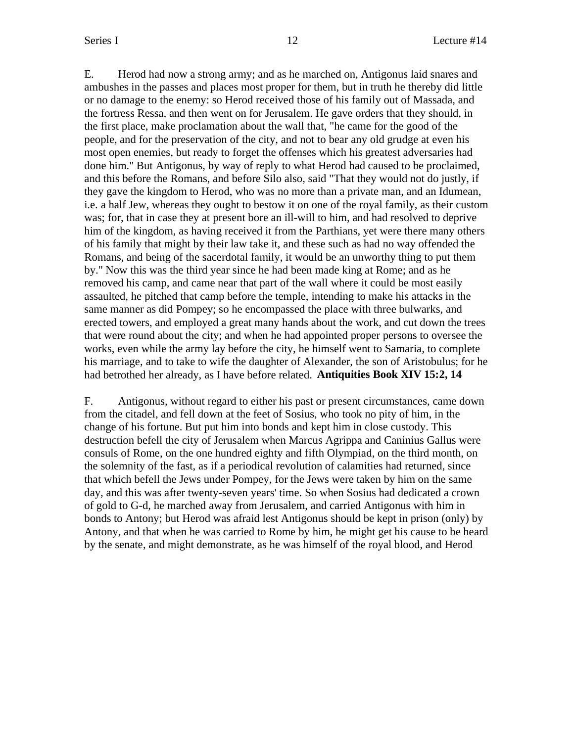E. Herod had now a strong army; and as he marched on, Antigonus laid snares and ambushes in the passes and places most proper for them, but in truth he thereby did little or no damage to the enemy: so Herod received those of his family out of Massada, and the fortress Ressa, and then went on for Jerusalem. He gave orders that they should, in the first place, make proclamation about the wall that, "he came for the good of the people, and for the preservation of the city, and not to bear any old grudge at even his most open enemies, but ready to forget the offenses which his greatest adversaries had done him." But Antigonus, by way of reply to what Herod had caused to be proclaimed, and this before the Romans, and before Silo also, said "That they would not do justly, if they gave the kingdom to Herod, who was no more than a private man, and an Idumean, i.e. a half Jew, whereas they ought to bestow it on one of the royal family, as their custom was; for, that in case they at present bore an ill-will to him, and had resolved to deprive him of the kingdom, as having received it from the Parthians, yet were there many others of his family that might by their law take it, and these such as had no way offended the Romans, and being of the sacerdotal family, it would be an unworthy thing to put them by." Now this was the third year since he had been made king at Rome; and as he removed his camp, and came near that part of the wall where it could be most easily assaulted, he pitched that camp before the temple, intending to make his attacks in the same manner as did Pompey; so he encompassed the place with three bulwarks, and erected towers, and employed a great many hands about the work, and cut down the trees that were round about the city; and when he had appointed proper persons to oversee the works, even while the army lay before the city, he himself went to Samaria, to complete his marriage, and to take to wife the daughter of Alexander, the son of Aristobulus; for he had betrothed her already, as I have before related. **Antiquities Book XIV 15:2, 14**

F. Antigonus, without regard to either his past or present circumstances, came down from the citadel, and fell down at the feet of Sosius, who took no pity of him, in the change of his fortune. But put him into bonds and kept him in close custody. This destruction befell the city of Jerusalem when Marcus Agrippa and Caninius Gallus were consuls of Rome, on the one hundred eighty and fifth Olympiad, on the third month, on the solemnity of the fast, as if a periodical revolution of calamities had returned, since that which befell the Jews under Pompey, for the Jews were taken by him on the same day, and this was after twenty-seven years' time. So when Sosius had dedicated a crown of gold to G-d, he marched away from Jerusalem, and carried Antigonus with him in bonds to Antony; but Herod was afraid lest Antigonus should be kept in prison (only) by Antony, and that when he was carried to Rome by him, he might get his cause to be heard by the senate, and might demonstrate, as he was himself of the royal blood, and Herod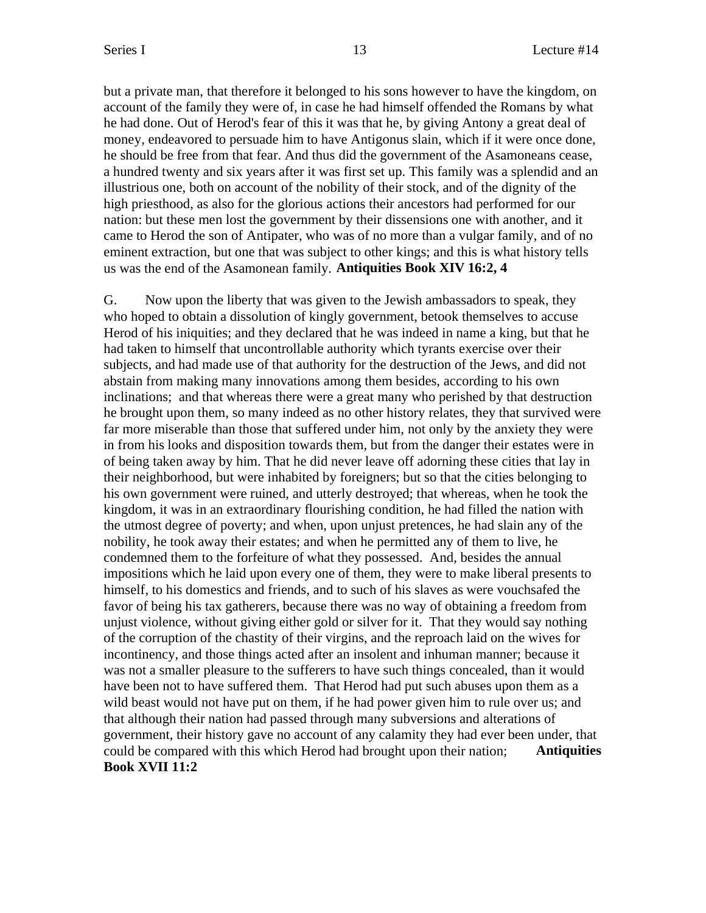but a private man, that therefore it belonged to his sons however to have the kingdom, on account of the family they were of, in case he had himself offended the Romans by what he had done. Out of Herod's fear of this it was that he, by giving Antony a great deal of money, endeavored to persuade him to have Antigonus slain, which if it were once done, he should be free from that fear. And thus did the government of the Asamoneans cease, a hundred twenty and six years after it was first set up. This family was a splendid and an illustrious one, both on account of the nobility of their stock, and of the dignity of the high priesthood, as also for the glorious actions their ancestors had performed for our nation: but these men lost the government by their dissensions one with another, and it came to Herod the son of Antipater, who was of no more than a vulgar family, and of no eminent extraction, but one that was subject to other kings; and this is what history tells us was the end of the Asamonean family. **Antiquities Book XIV 16:2, 4**

G. Now upon the liberty that was given to the Jewish ambassadors to speak, they who hoped to obtain a dissolution of kingly government, betook themselves to accuse Herod of his iniquities; and they declared that he was indeed in name a king, but that he had taken to himself that uncontrollable authority which tyrants exercise over their subjects, and had made use of that authority for the destruction of the Jews, and did not abstain from making many innovations among them besides, according to his own inclinations; and that whereas there were a great many who perished by that destruction he brought upon them, so many indeed as no other history relates, they that survived were far more miserable than those that suffered under him, not only by the anxiety they were in from his looks and disposition towards them, but from the danger their estates were in of being taken away by him. That he did never leave off adorning these cities that lay in their neighborhood, but were inhabited by foreigners; but so that the cities belonging to his own government were ruined, and utterly destroyed; that whereas, when he took the kingdom, it was in an extraordinary flourishing condition, he had filled the nation with the utmost degree of poverty; and when, upon unjust pretences, he had slain any of the nobility, he took away their estates; and when he permitted any of them to live, he condemned them to the forfeiture of what they possessed. And, besides the annual impositions which he laid upon every one of them, they were to make liberal presents to himself, to his domestics and friends, and to such of his slaves as were vouchsafed the favor of being his tax gatherers, because there was no way of obtaining a freedom from unjust violence, without giving either gold or silver for it. That they would say nothing of the corruption of the chastity of their virgins, and the reproach laid on the wives for incontinency, and those things acted after an insolent and inhuman manner; because it was not a smaller pleasure to the sufferers to have such things concealed, than it would have been not to have suffered them. That Herod had put such abuses upon them as a wild beast would not have put on them, if he had power given him to rule over us; and that although their nation had passed through many subversions and alterations of government, their history gave no account of any calamity they had ever been under, that could be compared with this which Herod had brought upon their nation; **Antiquities Book XVII 11:2**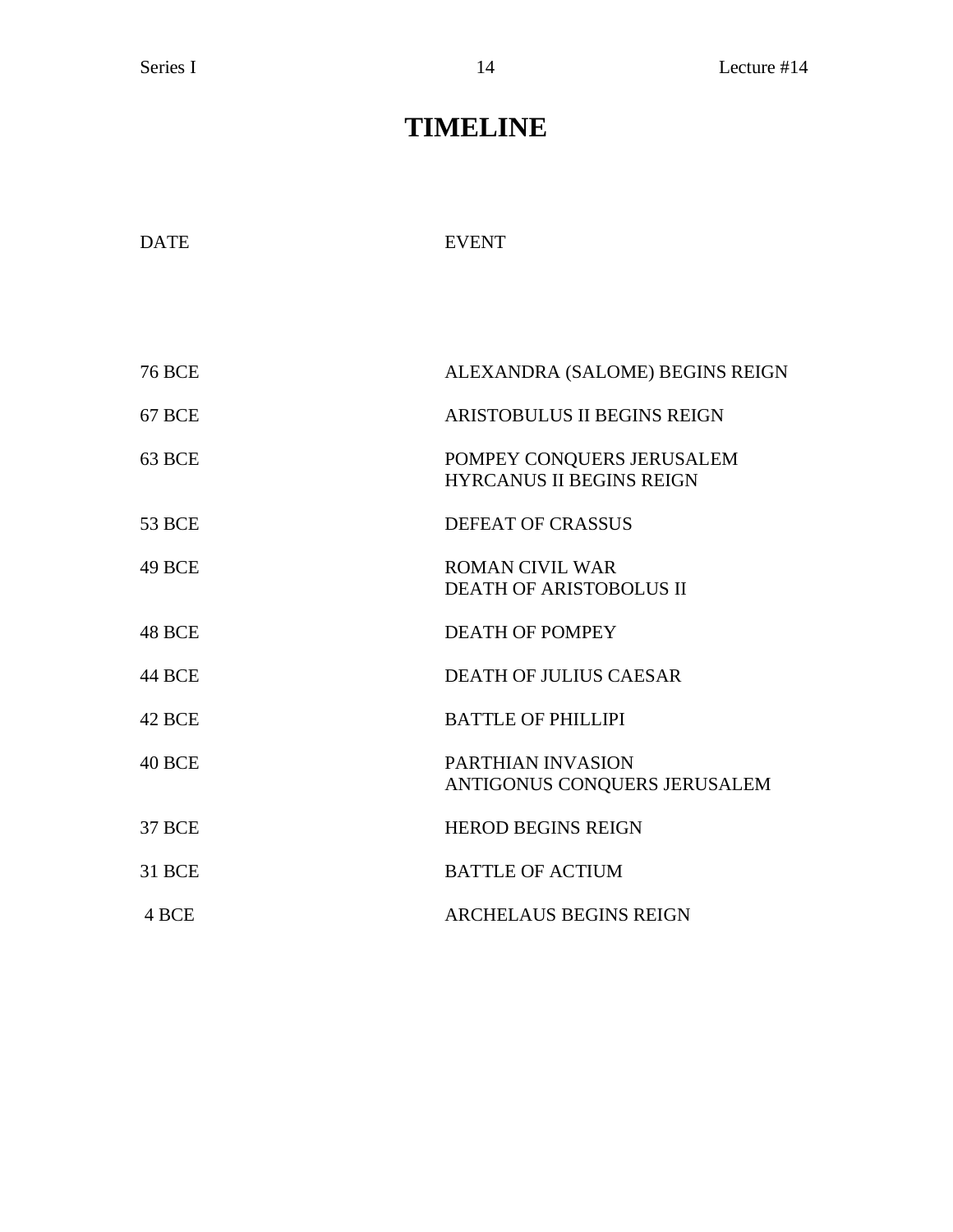# TIMELINE

| DATE | EVENT |
|---|---|
| 76 BCE | ALEXANDRA (SALOME) BEGINS REIGN |
| 67 BCE | ARISTOBULUS II BEGINS REIGN |
| 63 BCE | POMPEY CONQUERS JERUSALEM<br>HYRCANUS II BEGINS REIGN |
| 53 BCE | DEFEAT OF CRASSUS |
| 49 BCE | ROMAN CIVIL WAR<br>DEATH OF ARISTOBOLUS II |
| 48 BCE | DEATH OF POMPEY |
| 44 BCE | DEATH OF JULIUS CAESAR |
| 42 BCE | BATTLE OF PHILLIPI |
| 40 BCE | PARTHIAN INVASION<br>ANTIGONUS CONQUERS JERUSALEM |
| 37 BCE | HEROD BEGINS REIGN |
| 31 BCE | BATTLE OF ACTIUM |
| 4 BCE | ARCHELAUS BEGINS REIGN |